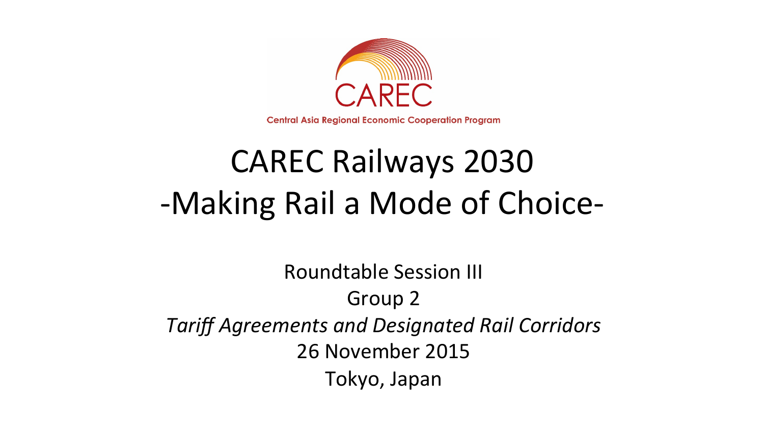CAREC

Central Asia Regional Economic Cooperation Program

# CAREC Railways 2030 -Making Rail a Mode of Choice-

Roundtable Session III

Group 2

*Tariff Agreements and Designated Rail Corridors*

26 November 2015

Tokyo, Japan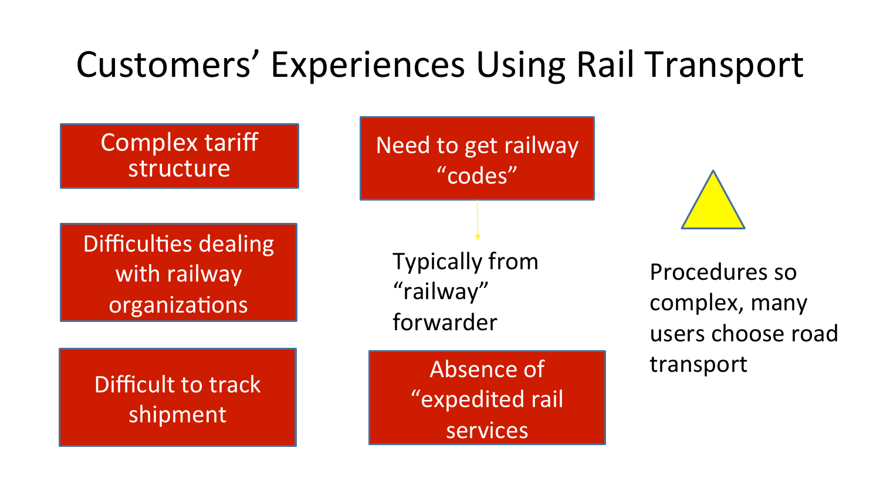# Customers' Experiences Using Rail Transport

- Complex tariff structure
- Difficulties dealing with railway organizations
- Difficult to track shipment
- Need to get railway "codes"
  - Typically from "railway" forwarder
- Absence of "expedited rail services

Procedures so complex, many users choose road transport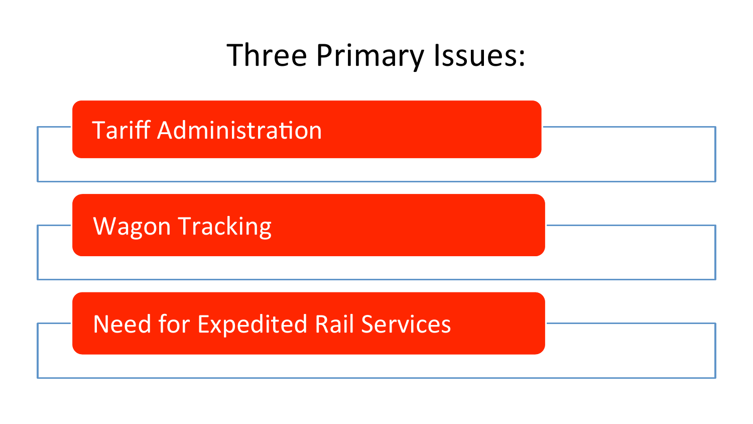# Three Primary Issues:

- Tariff Administration
- Wagon Tracking
- Need for Expedited Rail Services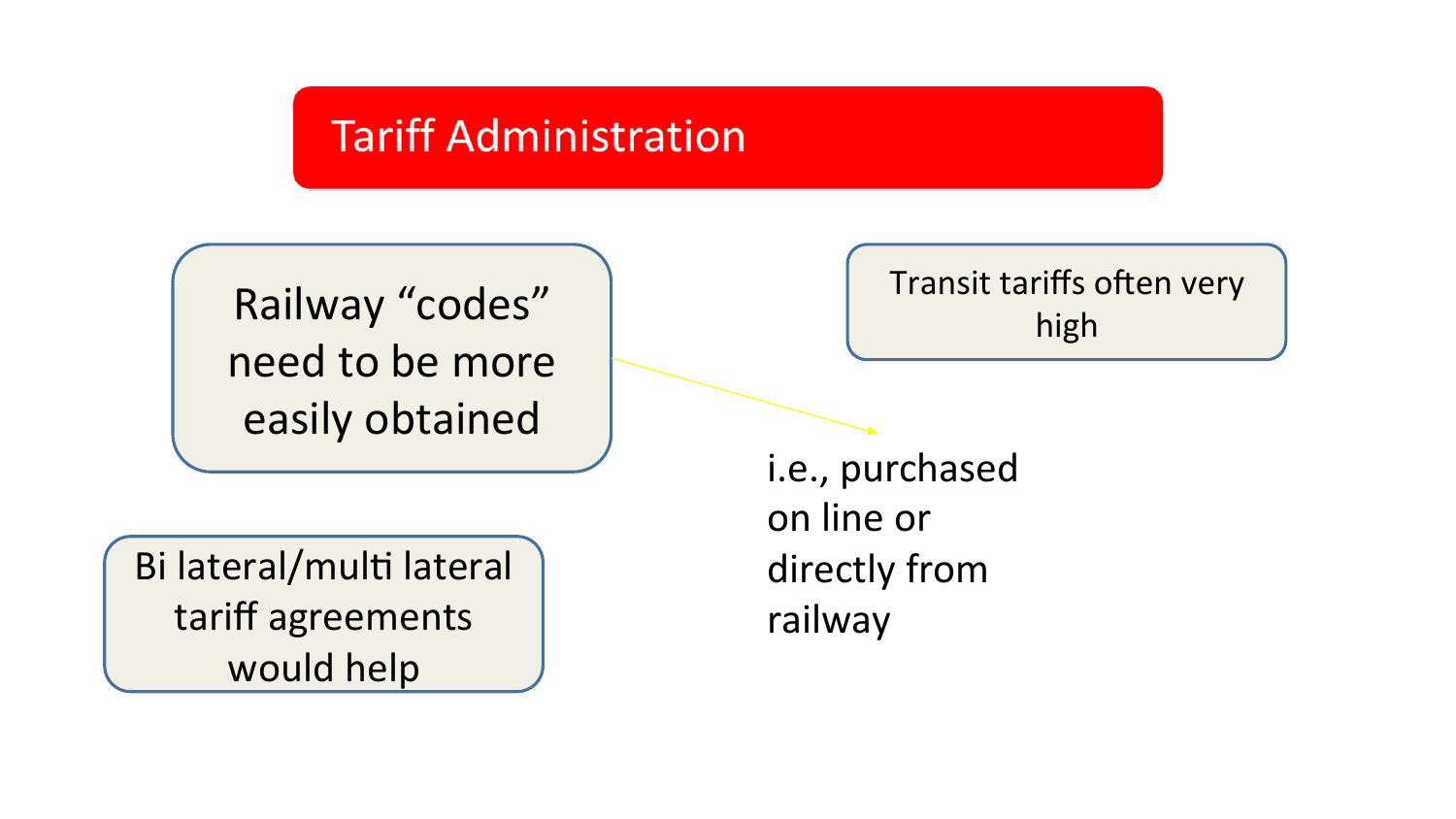# Tariff Administration

Railway "codes" need to be more easily obtained

i.e., purchased on line or directly from railway

Transit tariffs often very high

Bi lateral/multi lateral tariff agreements would help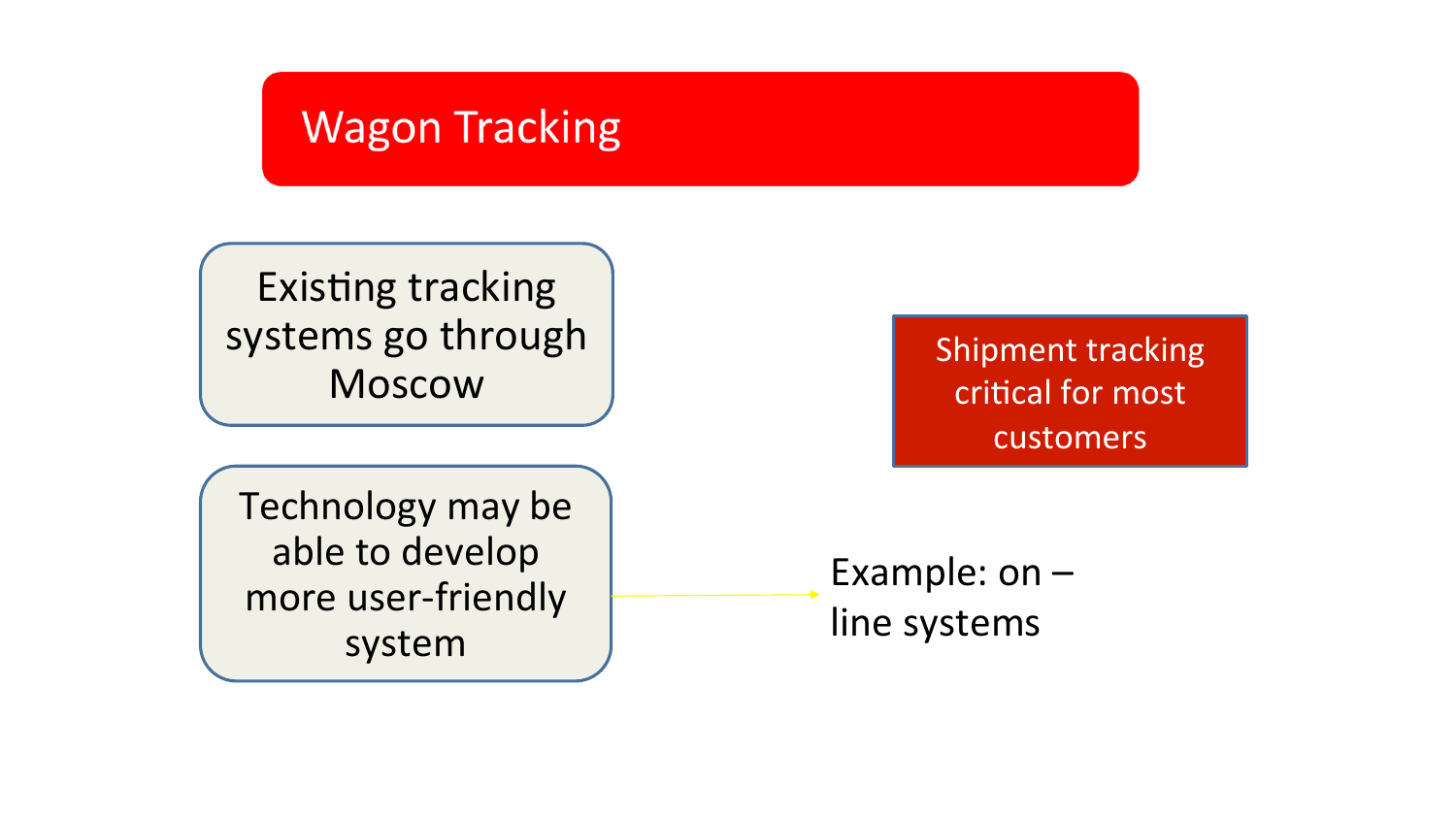# Wagon Tracking

Existing tracking systems go through Moscow

Technology may be able to develop more user-friendly system

Shipment tracking critical for most customers

Example: on – line systems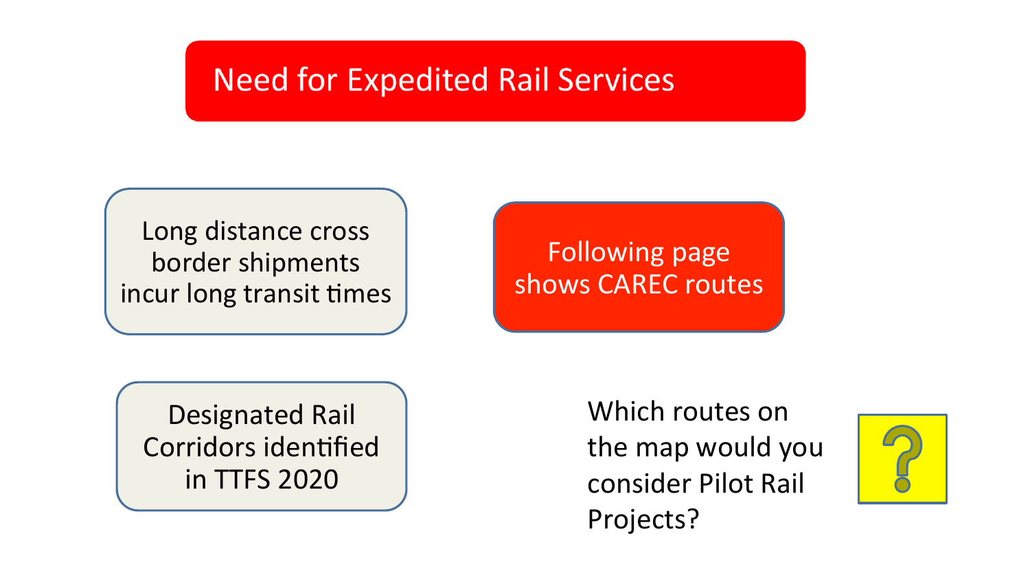# Need for Expedited Rail Services

Long distance cross border shipments incur long transit times

Following page shows CAREC routes

Designated Rail Corridors identified in TTFS 2020

Which routes on the map would you consider Pilot Rail Projects?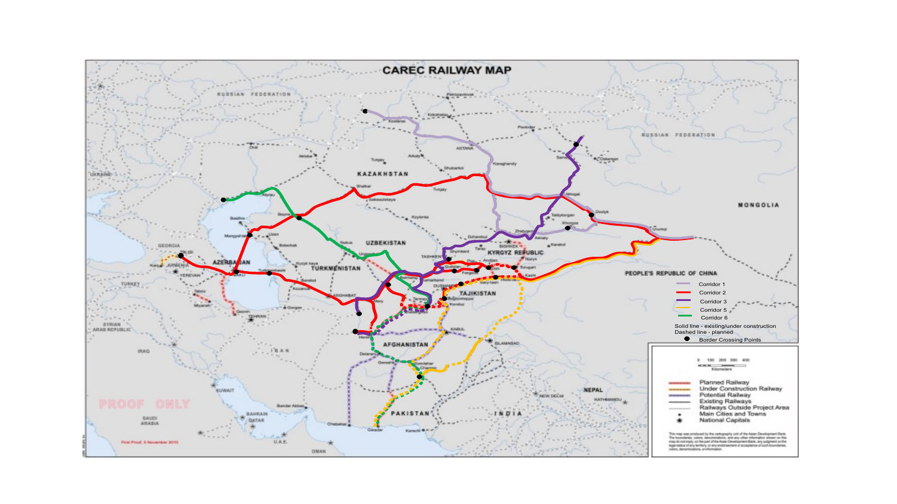# CAREC RAILWAY MAP

- Corridor 1
- Corridor 2
- Corridor 3
- Corridor 5
- Corridor 6

Solid line - existing/under construction
Dashed line - planned
Border Crossing Points

0 100 200 300 400
Kilometers

- Planned Railway
- Under Construction Railway
- Potential Railway
- Existing Railways
- Railways Outside Project Area
- Main Cities and Towns
- National Capitals

This map was produced by the cartography unit of the Asian Development Bank. The boundaries, colors, denominations, and any other information shown on this map do not imply, on the part of the Asian Development Bank, any judgment on the legal status of any territory, or any endorsement or acceptance of such boundaries, colors, denominations, or information.

PROOF ONLY

First Proof, 5 November 2015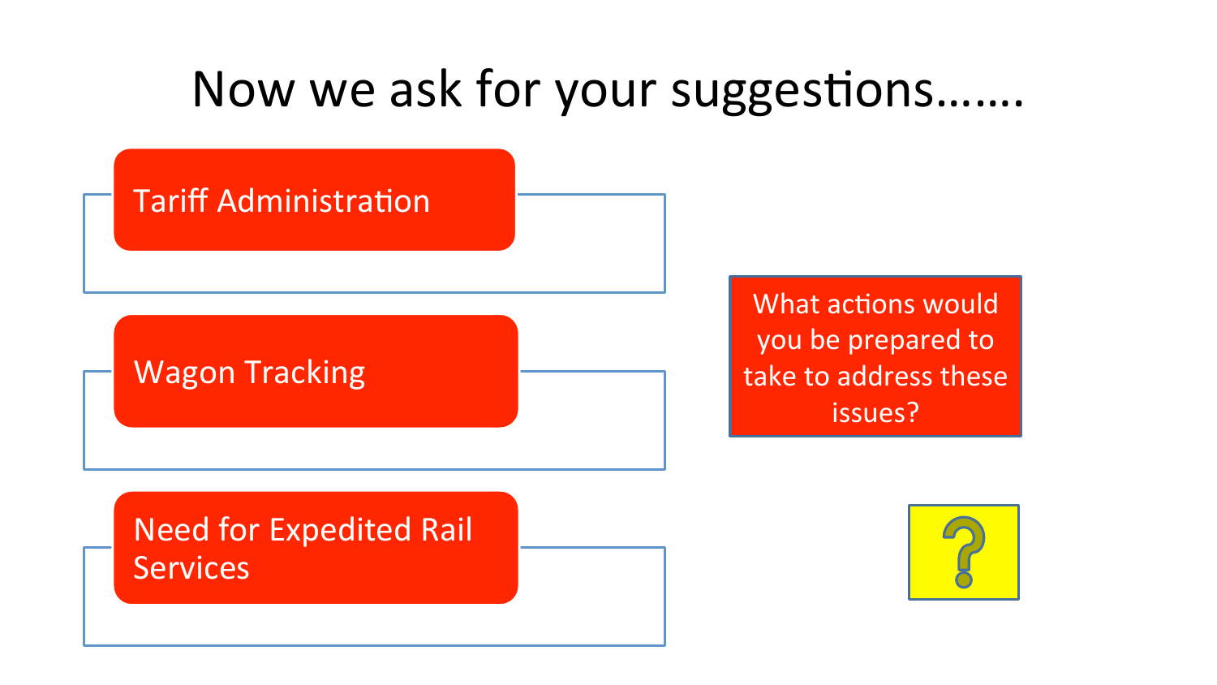# Now we ask for your suggestions…….

- Tariff Administration
- Wagon Tracking
- Need for Expedited Rail Services

What actions would you be prepared to take to address these issues?

?